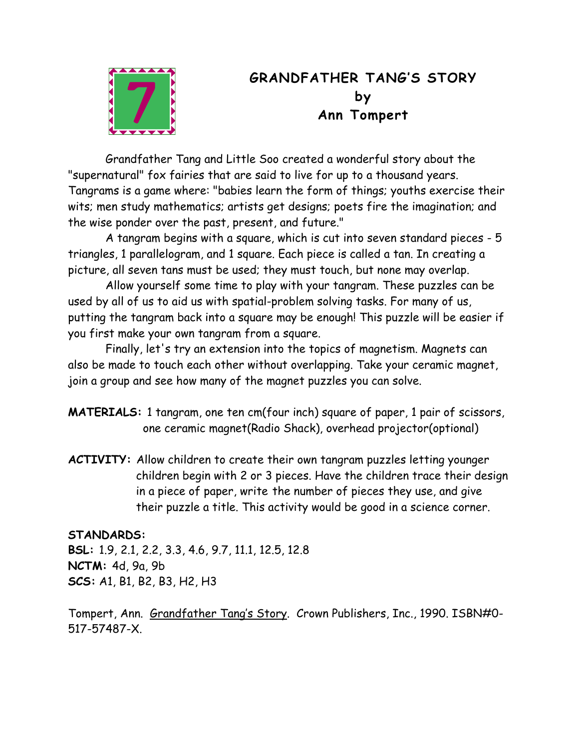7

# GRANDFATHER TANG'S STORY
## by
## Ann Tompert

Grandfather Tang and Little Soo created a wonderful story about the "supernatural" fox fairies that are said to live for up to a thousand years. Tangrams is a game where: "babies learn the form of things; youths exercise their wits; men study mathematics; artists get designs; poets fire the imagination; and the wise ponder over the past, present, and future."

A tangram begins with a square, which is cut into seven standard pieces - 5 triangles, 1 parallelogram, and 1 square. Each piece is called a tan. In creating a picture, all seven tans must be used; they must touch, but none may overlap.

Allow yourself some time to play with your tangram. These puzzles can be used by all of us to aid us with spatial-problem solving tasks. For many of us, putting the tangram back into a square may be enough! This puzzle will be easier if you first make your own tangram from a square.

Finally, let's try an extension into the topics of magnetism. Magnets can also be made to touch each other without overlapping. Take your ceramic magnet, join a group and see how many of the magnet puzzles you can solve.

**MATERIALS:** 1 tangram, one ten cm(four inch) square of paper, 1 pair of scissors, one ceramic magnet(Radio Shack), overhead projector(optional)

**ACTIVITY:** Allow children to create their own tangram puzzles letting younger children begin with 2 or 3 pieces. Have the children trace their design in a piece of paper, write the number of pieces they use, and give their puzzle a title. This activity would be good in a science corner.

**STANDARDS:**
**BSL:** 1.9, 2.1, 2.2, 3.3, 4.6, 9.7, 11.1, 12.5, 12.8
**NCTM:** 4d, 9a, 9b
**SCS:** A1, B1, B2, B3, H2, H3

Tompert, Ann. Grandfather Tang's Story. Crown Publishers, Inc., 1990. ISBN#0-517-57487-X.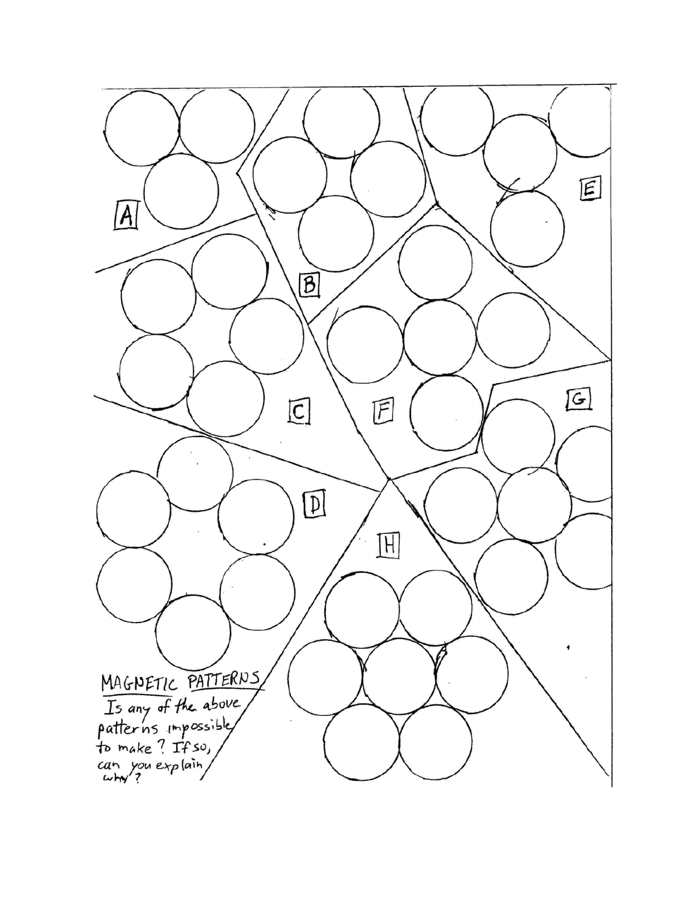A

B

C

D

E

F

G

H

## MAGNETIC PATTERNS

Is any of the above patterns impossible to make? If so, can you explain why?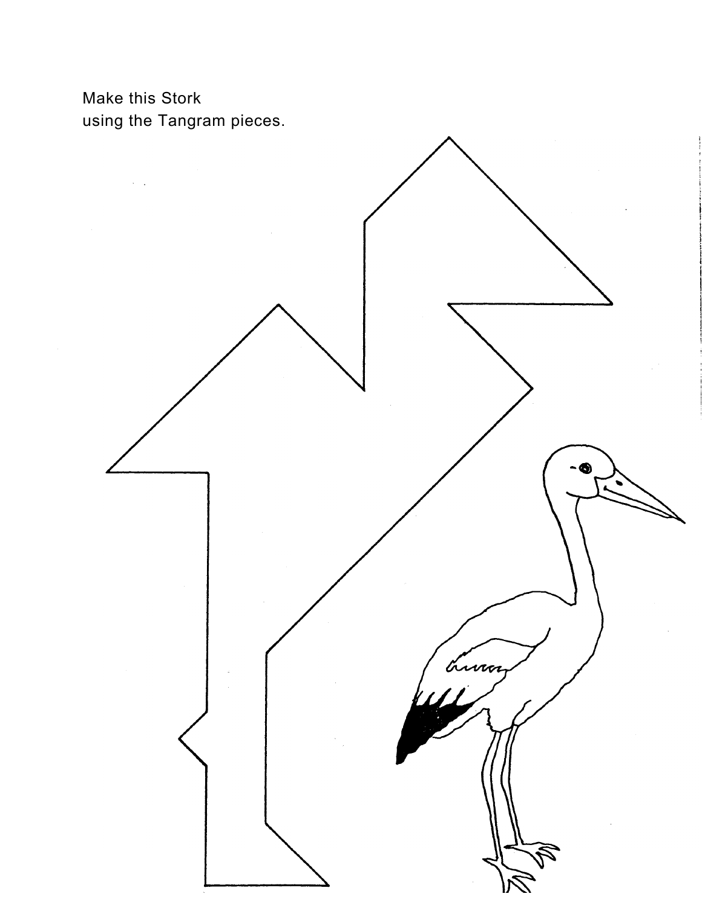Make this Stork
using the Tangram pieces.